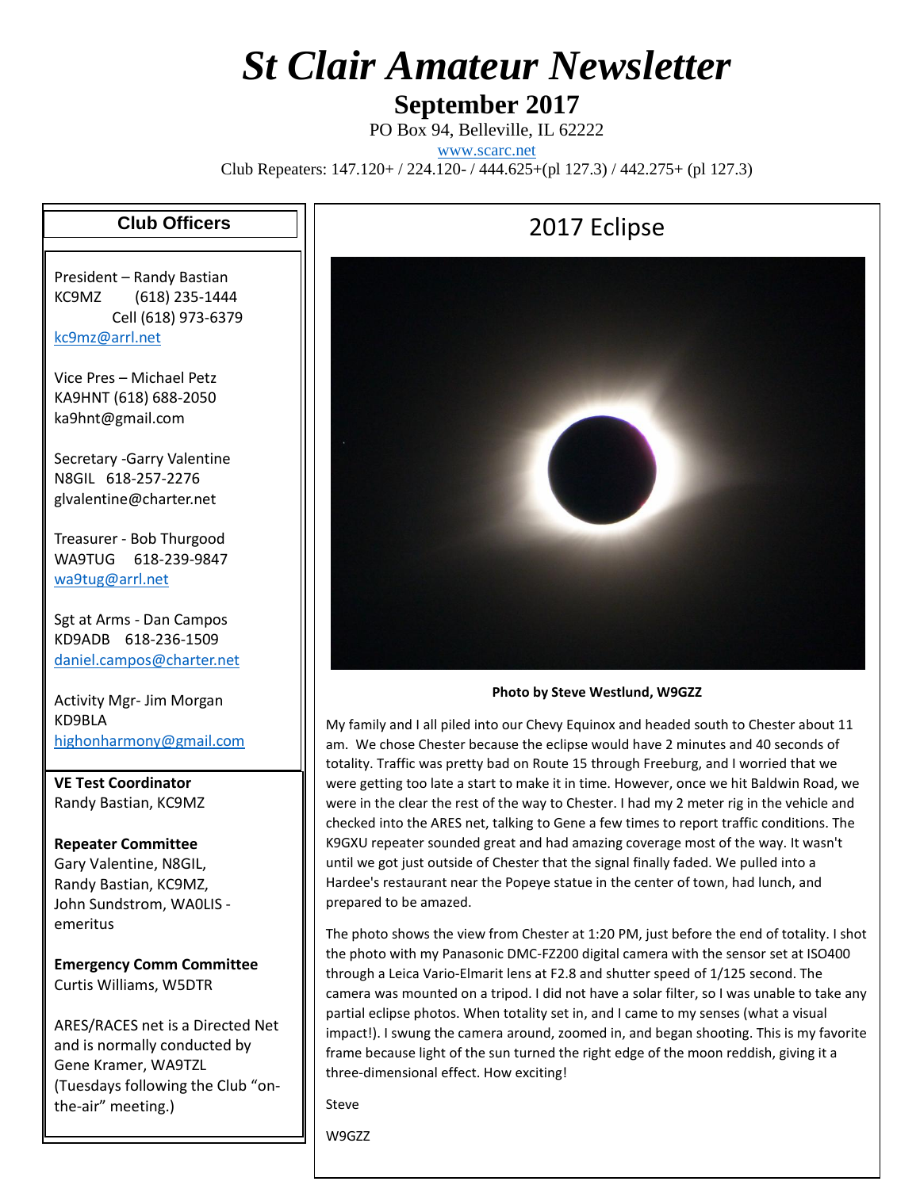# St Clair Amateur Newsletter

## September 2017

PO Box 94, Belleville, IL 62222

www.scarc.net

Club Repeaters: 147.120+ / 224.120- / 444.625+(pl 127.3) / 442.275+ (pl 127.3)

### Club Officers

President – Randy Bastian
KC9MZ (618) 235-1444
Cell (618) 973-6379
kc9mz@arrl.net

Vice Pres – Michael Petz
KA9HNT (618) 688-2050
ka9hnt@gmail.com

Secretary -Garry Valentine
N8GIL 618-257-2276
glvalentine@charter.net

Treasurer - Bob Thurgood
WA9TUG 618-239-9847
wa9tug@arrl.net

Sgt at Arms - Dan Campos
KD9ADB 618-236-1509
daniel.campos@charter.net

Activity Mgr- Jim Morgan
KD9BLA
highonharmony@gmail.com

**VE Test Coordinator**
Randy Bastian, KC9MZ

**Repeater Committee**
Gary Valentine, N8GIL,
Randy Bastian, KC9MZ,
John Sundstrom, WA0LIS - emeritus

**Emergency Comm Committee**
Curtis Williams, W5DTR

ARES/RACES net is a Directed Net and is normally conducted by Gene Kramer, WA9TZL (Tuesdays following the Club "on-the-air" meeting.)

## 2017 Eclipse

**Photo by Steve Westlund, W9GZZ**

My family and I all piled into our Chevy Equinox and headed south to Chester about 11 am. We chose Chester because the eclipse would have 2 minutes and 40 seconds of totality. Traffic was pretty bad on Route 15 through Freeburg, and I worried that we were getting too late a start to make it in time. However, once we hit Baldwin Road, we were in the clear the rest of the way to Chester. I had my 2 meter rig in the vehicle and checked into the ARES net, talking to Gene a few times to report traffic conditions. The K9GXU repeater sounded great and had amazing coverage most of the way. It wasn't until we got just outside of Chester that the signal finally faded. We pulled into a Hardee's restaurant near the Popeye statue in the center of town, had lunch, and prepared to be amazed.

The photo shows the view from Chester at 1:20 PM, just before the end of totality. I shot the photo with my Panasonic DMC-FZ200 digital camera with the sensor set at ISO400 through a Leica Vario-Elmarit lens at F2.8 and shutter speed of 1/125 second. The camera was mounted on a tripod. I did not have a solar filter, so I was unable to take any partial eclipse photos. When totality set in, and I came to my senses (what a visual impact!). I swung the camera around, zoomed in, and began shooting. This is my favorite frame because light of the sun turned the right edge of the moon reddish, giving it a three-dimensional effect. How exciting!

Steve

W9GZZ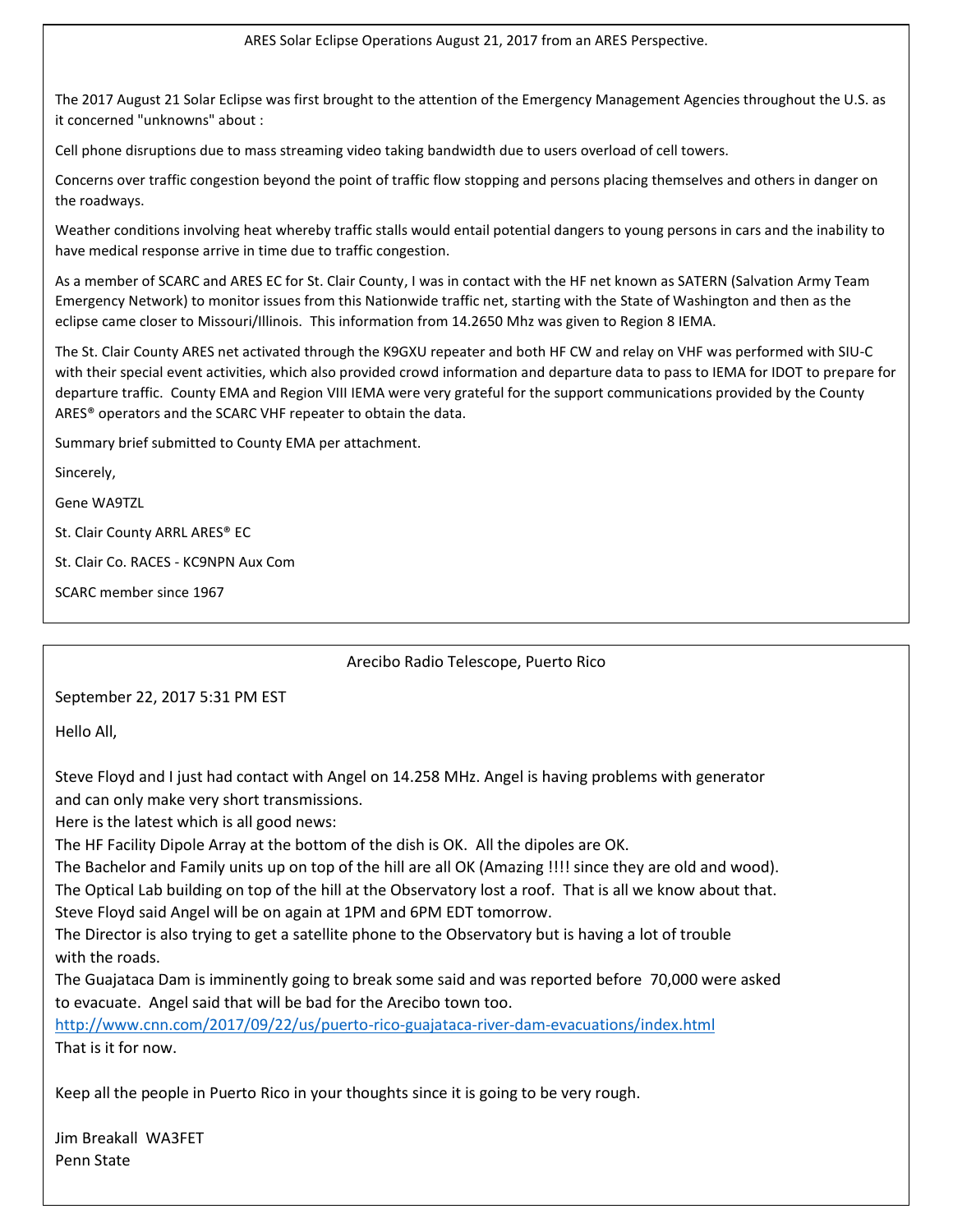## ARES Solar Eclipse Operations August 21, 2017 from an ARES Perspective.

The 2017 August 21 Solar Eclipse was first brought to the attention of the Emergency Management Agencies throughout the U.S. as it concerned "unknowns" about :

Cell phone disruptions due to mass streaming video taking bandwidth due to users overload of cell towers.

Concerns over traffic congestion beyond the point of traffic flow stopping and persons placing themselves and others in danger on the roadways.

Weather conditions involving heat whereby traffic stalls would entail potential dangers to young persons in cars and the inability to have medical response arrive in time due to traffic congestion.

As a member of SCARC and ARES EC for St. Clair County, I was in contact with the HF net known as SATERN (Salvation Army Team Emergency Network) to monitor issues from this Nationwide traffic net, starting with the State of Washington and then as the eclipse came closer to Missouri/Illinois. This information from 14.2650 Mhz was given to Region 8 IEMA.

The St. Clair County ARES net activated through the K9GXU repeater and both HF CW and relay on VHF was performed with SIU-C with their special event activities, which also provided crowd information and departure data to pass to IEMA for IDOT to prepare for departure traffic. County EMA and Region VIII IEMA were very grateful for the support communications provided by the County ARES® operators and the SCARC VHF repeater to obtain the data.

Summary brief submitted to County EMA per attachment.

Sincerely,

Gene WA9TZL

St. Clair County ARRL ARES® EC

St. Clair Co. RACES - KC9NPN Aux Com

SCARC member since 1967

## Arecibo Radio Telescope, Puerto Rico

September 22, 2017 5:31 PM EST

Hello All,

Steve Floyd and I just had contact with Angel on 14.258 MHz. Angel is having problems with generator and can only make very short transmissions.
Here is the latest which is all good news:
The HF Facility Dipole Array at the bottom of the dish is OK. All the dipoles are OK.
The Bachelor and Family units up on top of the hill are all OK (Amazing !!!! since they are old and wood).
The Optical Lab building on top of the hill at the Observatory lost a roof. That is all we know about that.
Steve Floyd said Angel will be on again at 1PM and 6PM EDT tomorrow.
The Director is also trying to get a satellite phone to the Observatory but is having a lot of trouble with the roads.
The Guajataca Dam is imminently going to break some said and was reported before 70,000 were asked to evacuate. Angel said that will be bad for the Arecibo town too.
http://www.cnn.com/2017/09/22/us/puerto-rico-guajataca-river-dam-evacuations/index.html
That is it for now.

Keep all the people in Puerto Rico in your thoughts since it is going to be very rough.

Jim Breakall WA3FET
Penn State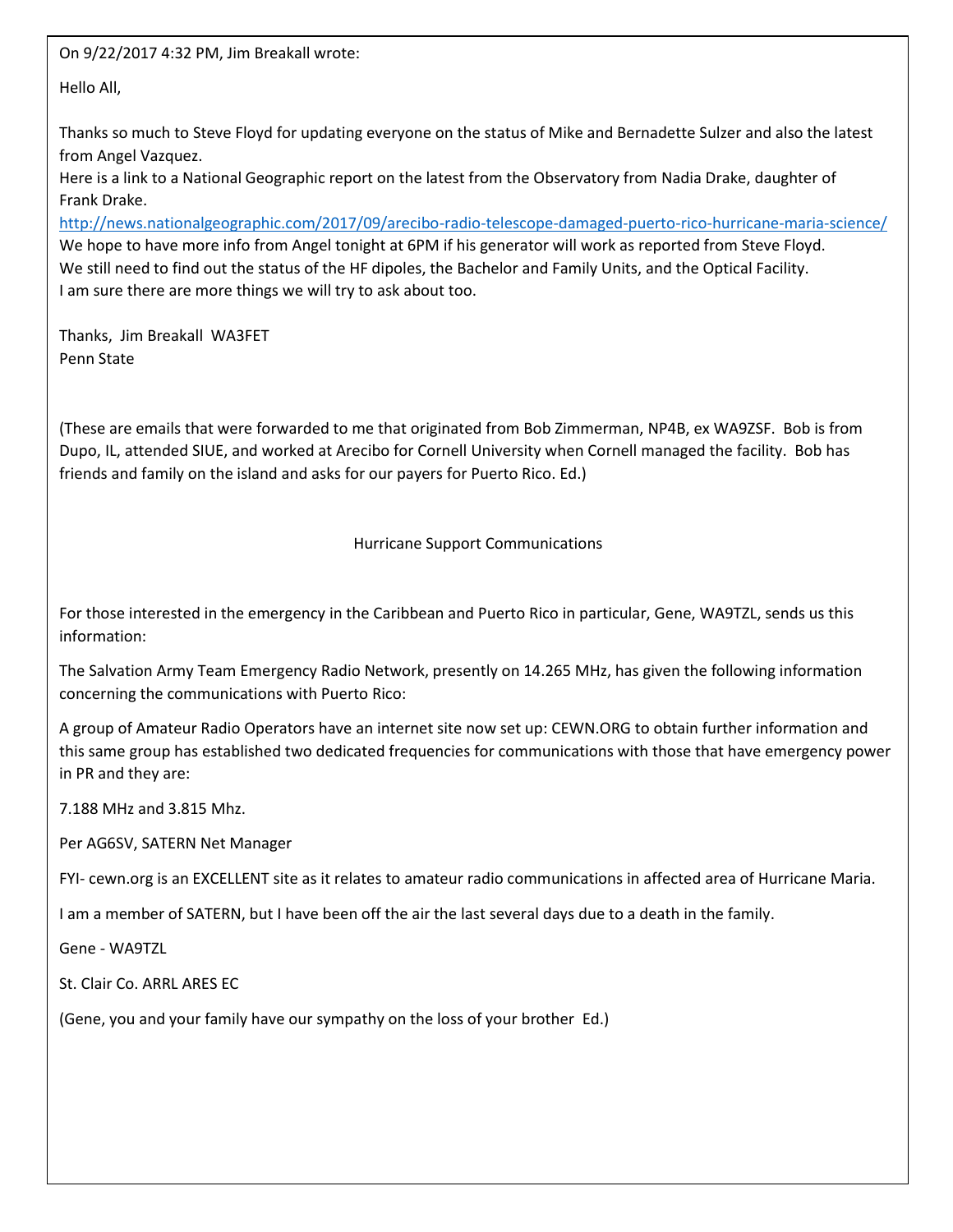On 9/22/2017 4:32 PM, Jim Breakall wrote:

Hello All,

Thanks so much to Steve Floyd for updating everyone on the status of Mike and Bernadette Sulzer and also the latest from Angel Vazquez.
Here is a link to a National Geographic report on the latest from the Observatory from Nadia Drake, daughter of Frank Drake.
http://news.nationalgeographic.com/2017/09/arecibo-radio-telescope-damaged-puerto-rico-hurricane-maria-science/
We hope to have more info from Angel tonight at 6PM if his generator will work as reported from Steve Floyd.
We still need to find out the status of the HF dipoles, the Bachelor and Family Units, and the Optical Facility.
I am sure there are more things we will try to ask about too.

Thanks, Jim Breakall WA3FET
Penn State

(These are emails that were forwarded to me that originated from Bob Zimmerman, NP4B, ex WA9ZSF. Bob is from Dupo, IL, attended SIUE, and worked at Arecibo for Cornell University when Cornell managed the facility. Bob has friends and family on the island and asks for our payers for Puerto Rico. Ed.)

## Hurricane Support Communications

For those interested in the emergency in the Caribbean and Puerto Rico in particular, Gene, WA9TZL, sends us this information:

The Salvation Army Team Emergency Radio Network, presently on 14.265 MHz, has given the following information concerning the communications with Puerto Rico:

A group of Amateur Radio Operators have an internet site now set up: CEWN.ORG to obtain further information and this same group has established two dedicated frequencies for communications with those that have emergency power in PR and they are:

7.188 MHz and 3.815 Mhz.

Per AG6SV, SATERN Net Manager

FYI- cewn.org is an EXCELLENT site as it relates to amateur radio communications in affected area of Hurricane Maria.

I am a member of SATERN, but I have been off the air the last several days due to a death in the family.

Gene - WA9TZL

St. Clair Co. ARRL ARES EC

(Gene, you and your family have our sympathy on the loss of your brother Ed.)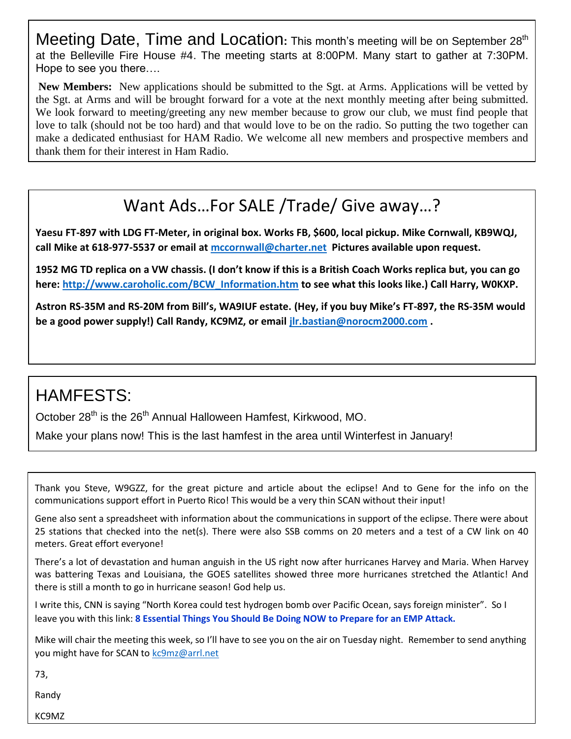**Meeting Date, Time and Location:** This month's meeting will be on September 28th at the Belleville Fire House #4. The meeting starts at 8:00PM. Many start to gather at 7:30PM. Hope to see you there….

**New Members:** New applications should be submitted to the Sgt. at Arms. Applications will be vetted by the Sgt. at Arms and will be brought forward for a vote at the next monthly meeting after being submitted. We look forward to meeting/greeting any new member because to grow our club, we must find people that love to talk (should not be too hard) and that would love to be on the radio. So putting the two together can make a dedicated enthusiast for HAM Radio. We welcome all new members and prospective members and thank them for their interest in Ham Radio.

## Want Ads…For SALE /Trade/ Give away…?

**Yaesu FT-897 with LDG FT-Meter, in original box. Works FB, $600, local pickup. Mike Cornwall, KB9WQJ, call Mike at 618-977-5537 or email at mccornwall@charter.net Pictures available upon request.**

**1952 MG TD replica on a VW chassis. (I don't know if this is a British Coach Works replica but, you can go here: http://www.caroholic.com/BCW_Information.htm to see what this looks like.) Call Harry, W0KXP.**

**Astron RS-35M and RS-20M from Bill's, WA9IUF estate. (Hey, if you buy Mike's FT-897, the RS-35M would be a good power supply!) Call Randy, KC9MZ, or email jlr.bastian@norocm2000.com .**

## HAMFESTS:

October 28th is the 26th Annual Halloween Hamfest, Kirkwood, MO.

Make your plans now! This is the last hamfest in the area until Winterfest in January!

Thank you Steve, W9GZZ, for the great picture and article about the eclipse! And to Gene for the info on the communications support effort in Puerto Rico! This would be a very thin SCAN without their input!

Gene also sent a spreadsheet with information about the communications in support of the eclipse. There were about 25 stations that checked into the net(s). There were also SSB comms on 20 meters and a test of a CW link on 40 meters. Great effort everyone!

There's a lot of devastation and human anguish in the US right now after hurricanes Harvey and Maria. When Harvey was battering Texas and Louisiana, the GOES satellites showed three more hurricanes stretched the Atlantic! And there is still a month to go in hurricane season! God help us.

I write this, CNN is saying "North Korea could test hydrogen bomb over Pacific Ocean, says foreign minister". So I leave you with this link: **8 Essential Things You Should Be Doing NOW to Prepare for an EMP Attack.**

Mike will chair the meeting this week, so I'll have to see you on the air on Tuesday night. Remember to send anything you might have for SCAN to kc9mz@arrl.net

73,

Randy

KC9MZ